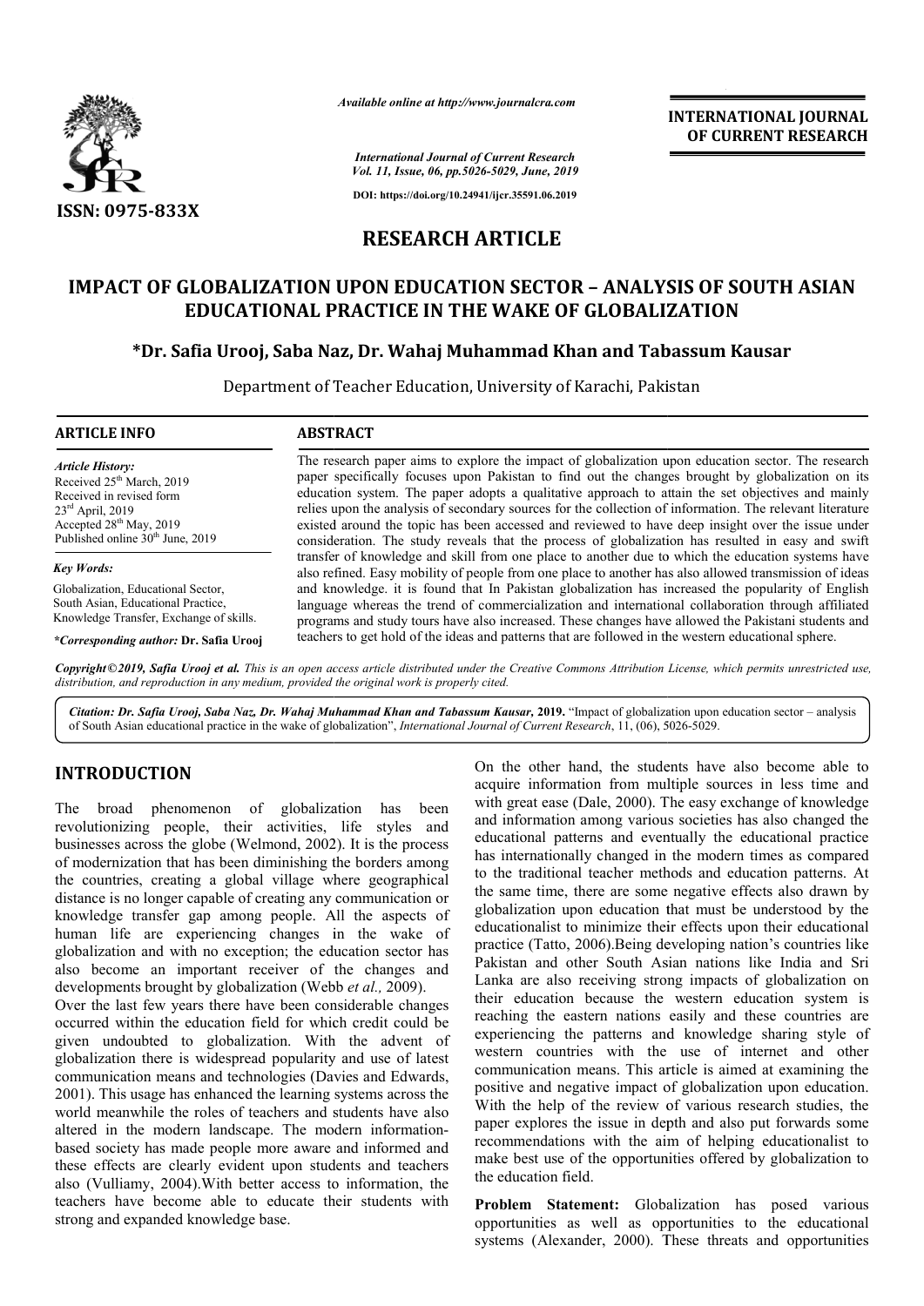*Available online at http://www.journalcra.com*

*International Journal of Current Research*
*Vol. 11, Issue, 06, pp.5026-5029, June, 2019*

**DOI: https://doi.org/10.24941/ijcr.35591.06.2019**

**INTERNATIONAL JOURNAL OF CURRENT RESEARCH**

**ISSN: 0975-833X**

# RESEARCH ARTICLE

# IMPACT OF GLOBALIZATION UPON EDUCATION SECTOR – ANALYSIS OF SOUTH ASIAN EDUCATIONAL PRACTICE IN THE WAKE OF GLOBALIZATION

**\*Dr. Safia Urooj, Saba Naz, Dr. Wahaj Muhammad Khan and Tabassum Kausar**

Department of Teacher Education, University of Karachi, Pakistan

**ARTICLE INFO**

*Article History:*
Received 25th March, 2019
Received in revised form
23rd April, 2019
Accepted 28th May, 2019
Published online 30th June, 2019

*Key Words:*
Globalization, Educational Sector, South Asian, Educational Practice, Knowledge Transfer, Exchange of skills.

***Corresponding author:* Dr. Safia Urooj**

**ABSTRACT**

The research paper aims to explore the impact of globalization upon education sector. The research paper specifically focuses upon Pakistan to find out the changes brought by globalization on its education system. The paper adopts a qualitative approach to attain the set objectives and mainly relies upon the analysis of secondary sources for the collection of information. The relevant literature existed around the topic has been accessed and reviewed to have deep insight over the issue under consideration. The study reveals that the process of globalization has resulted in easy and swift transfer of knowledge and skill from one place to another due to which the education systems have also refined. Easy mobility of people from one place to another has also allowed transmission of ideas and knowledge. it is found that In Pakistan globalization has increased the popularity of English language whereas the trend of commercialization and international collaboration through affiliated programs and study tours have also increased. These changes have allowed the Pakistani students and teachers to get hold of the ideas and patterns that are followed in the western educational sphere.

*Copyright©2019, Safia Urooj et al. This is an open access article distributed under the Creative Commons Attribution License, which permits unrestricted use, distribution, and reproduction in any medium, provided the original work is properly cited.*

*Citation: Dr. Safia Urooj, Saba Naz, Dr. Wahaj Muhammad Khan and Tabassum Kausar,* **2019.** "Impact of globalization upon education sector – analysis of South Asian educational practice in the wake of globalization", *International Journal of Current Research*, 11, (06), 5026-5029.

## INTRODUCTION

The broad phenomenon of globalization has been revolutionizing people, their activities, life styles and businesses across the globe (Welmond, 2002). It is the process of modernization that has been diminishing the borders among the countries, creating a global village where geographical distance is no longer capable of creating any communication or knowledge transfer gap among people. All the aspects of human life are experiencing changes in the wake of globalization and with no exception; the education sector has also become an important receiver of the changes and developments brought by globalization (Webb *et al.,* 2009).

Over the last few years there have been considerable changes occurred within the education field for which credit could be given undoubted to globalization. With the advent of globalization there is widespread popularity and use of latest communication means and technologies (Davies and Edwards, 2001). This usage has enhanced the learning systems across the world meanwhile the roles of teachers and students have also altered in the modern landscape. The modern information-based society has made people more aware and informed and these effects are clearly evident upon students and teachers also (Vulliamy, 2004).With better access to information, the teachers have become able to educate their students with strong and expanded knowledge base.

On the other hand, the students have also become able to acquire information from multiple sources in less time and with great ease (Dale, 2000). The easy exchange of knowledge and information among various societies has also changed the educational patterns and eventually the educational practice has internationally changed in the modern times as compared to the traditional teacher methods and education patterns. At the same time, there are some negative effects also drawn by globalization upon education that must be understood by the educationalist to minimize their effects upon their educational practice (Tatto, 2006).Being developing nation's countries like Pakistan and other South Asian nations like India and Sri Lanka are also receiving strong impacts of globalization on their education because the western education system is reaching the eastern nations easily and these countries are experiencing the patterns and knowledge sharing style of western countries with the use of internet and other communication means. This article is aimed at examining the positive and negative impact of globalization upon education. With the help of the review of various research studies, the paper explores the issue in depth and also put forwards some recommendations with the aim of helping educationalist to make best use of the opportunities offered by globalization to the education field.

**Problem Statement:** Globalization has posed various opportunities as well as opportunities to the educational systems (Alexander, 2000). These threats and opportunities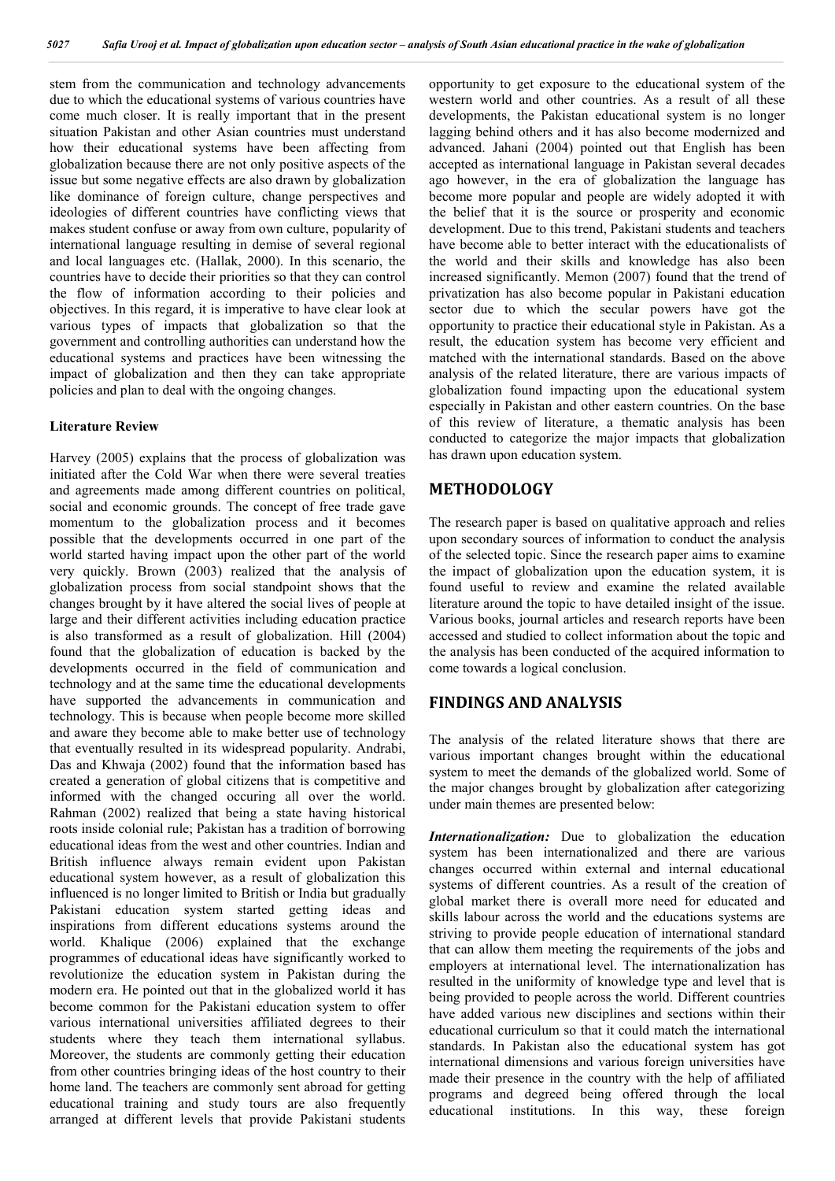stem from the communication and technology advancements due to which the educational systems of various countries have come much closer. It is really important that in the present situation Pakistan and other Asian countries must understand how their educational systems have been affecting from globalization because there are not only positive aspects of the issue but some negative effects are also drawn by globalization like dominance of foreign culture, change perspectives and ideologies of different countries have conflicting views that makes student confuse or away from own culture, popularity of international language resulting in demise of several regional and local languages etc. (Hallak, 2000). In this scenario, the countries have to decide their priorities so that they can control the flow of information according to their policies and objectives. In this regard, it is imperative to have clear look at various types of impacts that globalization so that the government and controlling authorities can understand how the educational systems and practices have been witnessing the impact of globalization and then they can take appropriate policies and plan to deal with the ongoing changes.

## Literature Review

Harvey (2005) explains that the process of globalization was initiated after the Cold War when there were several treaties and agreements made among different countries on political, social and economic grounds. The concept of free trade gave momentum to the globalization process and it becomes possible that the developments occurred in one part of the world started having impact upon the other part of the world very quickly. Brown (2003) realized that the analysis of globalization process from social standpoint shows that the changes brought by it have altered the social lives of people at large and their different activities including education practice is also transformed as a result of globalization. Hill (2004) found that the globalization of education is backed by the developments occurred in the field of communication and technology and at the same time the educational developments have supported the advancements in communication and technology. This is because when people become more skilled and aware they become able to make better use of technology that eventually resulted in its widespread popularity. Andrabi, Das and Khwaja (2002) found that the information based has created a generation of global citizens that is competitive and informed with the changed occuring all over the world. Rahman (2002) realized that being a state having historical roots inside colonial rule; Pakistan has a tradition of borrowing educational ideas from the west and other countries. Indian and British influence always remain evident upon Pakistan educational system however, as a result of globalization this influenced is no longer limited to British or India but gradually Pakistani education system started getting ideas and inspirations from different educations systems around the world. Khalique (2006) explained that the exchange programmes of educational ideas have significantly worked to revolutionize the education system in Pakistan during the modern era. He pointed out that in the globalized world it has become common for the Pakistani education system to offer various international universities affiliated degrees to their students where they teach them international syllabus. Moreover, the students are commonly getting their education from other countries bringing ideas of the host country to their home land. The teachers are commonly sent abroad for getting educational training and study tours are also frequently arranged at different levels that provide Pakistani students opportunity to get exposure to the educational system of the western world and other countries. As a result of all these developments, the Pakistan educational system is no longer lagging behind others and it has also become modernized and advanced. Jahani (2004) pointed out that English has been accepted as international language in Pakistan several decades ago however, in the era of globalization the language has become more popular and people are widely adopted it with the belief that it is the source or prosperity and economic development. Due to this trend, Pakistani students and teachers have become able to better interact with the educationalists of the world and their skills and knowledge has also been increased significantly. Memon (2007) found that the trend of privatization has also become popular in Pakistani education sector due to which the secular powers have got the opportunity to practice their educational style in Pakistan. As a result, the education system has become very efficient and matched with the international standards. Based on the above analysis of the related literature, there are various impacts of globalization found impacting upon the educational system especially in Pakistan and other eastern countries. On the base of this review of literature, a thematic analysis has been conducted to categorize the major impacts that globalization has drawn upon education system.

## METHODOLOGY

The research paper is based on qualitative approach and relies upon secondary sources of information to conduct the analysis of the selected topic. Since the research paper aims to examine the impact of globalization upon the education system, it is found useful to review and examine the related available literature around the topic to have detailed insight of the issue. Various books, journal articles and research reports have been accessed and studied to collect information about the topic and the analysis has been conducted of the acquired information to come towards a logical conclusion.

## FINDINGS AND ANALYSIS

The analysis of the related literature shows that there are various important changes brought within the educational system to meet the demands of the globalized world. Some of the major changes brought by globalization after categorizing under main themes are presented below:

***Internationalization:*** Due to globalization the education system has been internationalized and there are various changes occurred within external and internal educational systems of different countries. As a result of the creation of global market there is overall more need for educated and skills labour across the world and the educations systems are striving to provide people education of international standard that can allow them meeting the requirements of the jobs and employers at international level. The internationalization has resulted in the uniformity of knowledge type and level that is being provided to people across the world. Different countries have added various new disciplines and sections within their educational curriculum so that it could match the international standards. In Pakistan also the educational system has got international dimensions and various foreign universities have made their presence in the country with the help of affiliated programs and degreed being offered through the local educational institutions. In this way, these foreign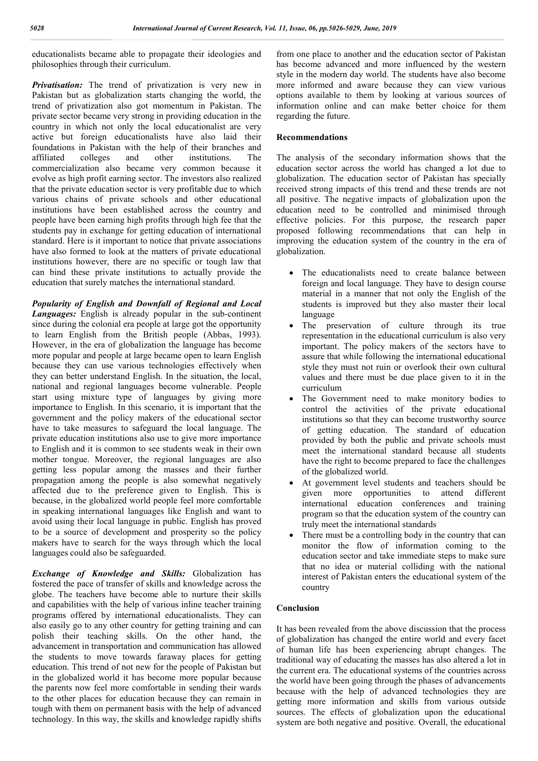educationalists became able to propagate their ideologies and philosophies through their curriculum.

***Privatisation:*** The trend of privatization is very new in Pakistan but as globalization starts changing the world, the trend of privatization also got momentum in Pakistan. The private sector became very strong in providing education in the country in which not only the local educationalist are very active but foreign educationalists have also laid their foundations in Pakistan with the help of their branches and affiliated colleges and other institutions. The commercialization also became very common because it evolve as high profit earning sector. The investors also realized that the private education sector is very profitable due to which various chains of private schools and other educational institutions have been established across the country and people have been earning high profits through high fee that the students pay in exchange for getting education of international standard. Here is it important to notice that private associations have also formed to look at the matters of private educational institutions however, there are no specific or tough law that can bind these private institutions to actually provide the education that surely matches the international standard.

***Popularity of English and Downfall of Regional and Local Languages:*** English is already popular in the sub-continent since during the colonial era people at large got the opportunity to learn English from the British people (Abbas, 1993). However, in the era of globalization the language has become more popular and people at large became open to learn English because they can use various technologies effectively when they can better understand English. In the situation, the local, national and regional languages become vulnerable. People start using mixture type of languages by giving more importance to English. In this scenario, it is important that the government and the policy makers of the educational sector have to take measures to safeguard the local language. The private education institutions also use to give more importance to English and it is common to see students weak in their own mother tongue. Moreover, the regional languages are also getting less popular among the masses and their further propagation among the people is also somewhat negatively affected due to the preference given to English. This is because, in the globalized world people feel more comfortable in speaking international languages like English and want to avoid using their local language in public. English has proved to be a source of development and prosperity so the policy makers have to search for the ways through which the local languages could also be safeguarded.

***Exchange of Knowledge and Skills:*** Globalization has fostered the pace of transfer of skills and knowledge across the globe. The teachers have become able to nurture their skills and capabilities with the help of various inline teacher training programs offered by international educationalists. They can also easily go to any other country for getting training and can polish their teaching skills. On the other hand, the advancement in transportation and communication has allowed the students to move towards faraway places for getting education. This trend of not new for the people of Pakistan but in the globalized world it has become more popular because the parents now feel more comfortable in sending their wards to the other places for education because they can remain in tough with them on permanent basis with the help of advanced technology. In this way, the skills and knowledge rapidly shifts from one place to another and the education sector of Pakistan has become advanced and more influenced by the western style in the modern day world. The students have also become more informed and aware because they can view various options available to them by looking at various sources of information online and can make better choice for them regarding the future.

## Recommendations

The analysis of the secondary information shows that the education sector across the world has changed a lot due to globalization. The education sector of Pakistan has specially received strong impacts of this trend and these trends are not all positive. The negative impacts of globalization upon the education need to be controlled and minimised through effective policies. For this purpose, the research paper proposed following recommendations that can help in improving the education system of the country in the era of globalization.

- The educationalists need to create balance between foreign and local language. They have to design course material in a manner that not only the English of the students is improved but they also master their local language
- The preservation of culture through its true representation in the educational curriculum is also very important. The policy makers of the sectors have to assure that while following the international educational style they must not ruin or overlook their own cultural values and there must be due place given to it in the curriculum
- The Government need to make monitory bodies to control the activities of the private educational institutions so that they can become trustworthy source of getting education. The standard of education provided by both the public and private schools must meet the international standard because all students have the right to become prepared to face the challenges of the globalized world.
- At government level students and teachers should be given more opportunities to attend different international education conferences and training program so that the education system of the country can truly meet the international standards
- There must be a controlling body in the country that can monitor the flow of information coming to the education sector and take immediate steps to make sure that no idea or material colliding with the national interest of Pakistan enters the educational system of the country

## Conclusion

It has been revealed from the above discussion that the process of globalization has changed the entire world and every facet of human life has been experiencing abrupt changes. The traditional way of educating the masses has also altered a lot in the current era. The educational systems of the countries across the world have been going through the phases of advancements because with the help of advanced technologies they are getting more information and skills from various outside sources. The effects of globalization upon the educational system are both negative and positive. Overall, the educational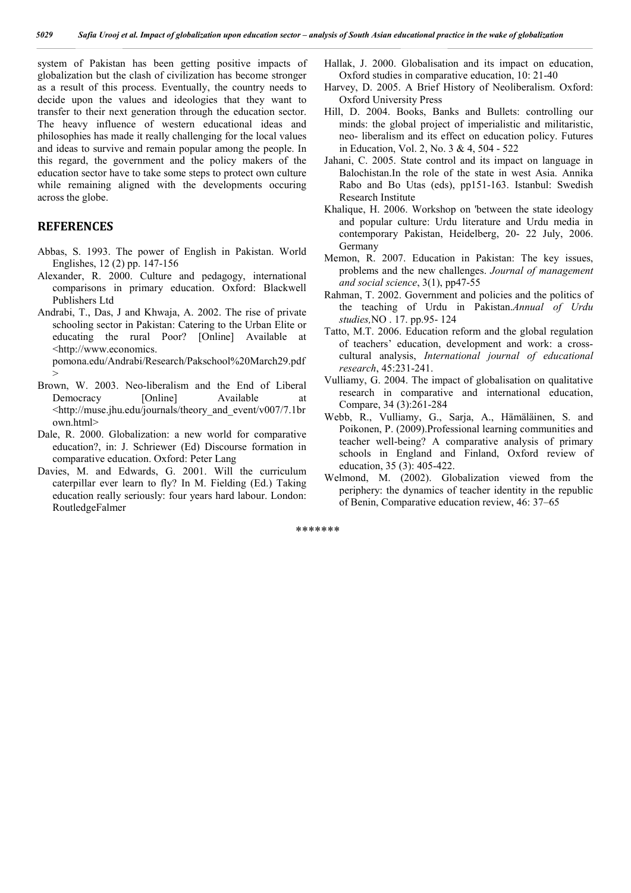system of Pakistan has been getting positive impacts of globalization but the clash of civilization has become stronger as a result of this process. Eventually, the country needs to decide upon the values and ideologies that they want to transfer to their next generation through the education sector. The heavy influence of western educational ideas and philosophies has made it really challenging for the local values and ideas to survive and remain popular among the people. In this regard, the government and the policy makers of the education sector have to take some steps to protect own culture while remaining aligned with the developments occuring across the globe.

## REFERENCES

Abbas, S. 1993. The power of English in Pakistan. World Englishes, 12 (2) pp. 147-156

Alexander, R. 2000. Culture and pedagogy, international comparisons in primary education. Oxford: Blackwell Publishers Ltd

Andrabi, T., Das, J and Khwaja, A. 2002. The rise of private schooling sector in Pakistan: Catering to the Urban Elite or educating the rural Poor? [Online] Available at <http://www.economics. pomona.edu/Andrabi/Research/Pakschool%20March29.pdf>

Brown, W. 2003. Neo-liberalism and the End of Liberal Democracy [Online] Available at <http://muse.jhu.edu/journals/theory_and_event/v007/7.1brown.html>

Dale, R. 2000. Globalization: a new world for comparative education?, in: J. Schriewer (Ed) Discourse formation in comparative education. Oxford: Peter Lang

Davies, M. and Edwards, G. 2001. Will the curriculum caterpillar ever learn to fly? In M. Fielding (Ed.) Taking education really seriously: four years hard labour. London: RoutledgeFalmer

Hallak, J. 2000. Globalisation and its impact on education, Oxford studies in comparative education, 10: 21-40

Harvey, D. 2005. A Brief History of Neoliberalism. Oxford: Oxford University Press

Hill, D. 2004. Books, Banks and Bullets: controlling our minds: the global project of imperialistic and militaristic, neo- liberalism and its effect on education policy. Futures in Education, Vol. 2, No. 3 & 4, 504 - 522

Jahani, C. 2005. State control and its impact on language in Balochistan.In the role of the state in west Asia. Annika Rabo and Bo Utas (eds), pp151-163. Istanbul: Swedish Research Institute

Khalique, H. 2006. Workshop on 'between the state ideology and popular culture: Urdu literature and Urdu media in contemporary Pakistan, Heidelberg, 20- 22 July, 2006. Germany

Memon, R. 2007. Education in Pakistan: The key issues, problems and the new challenges. *Journal of management and social science*, 3(1), pp47-55

Rahman, T. 2002. Government and policies and the politics of the teaching of Urdu in Pakistan.*Annual of Urdu studies,*NO . 17. pp.95- 124

Tatto, M.T. 2006. Education reform and the global regulation of teachers' education, development and work: a cross-cultural analysis, *International journal of educational research*, 45:231-241.

Vulliamy, G. 2004. The impact of globalisation on qualitative research in comparative and international education, Compare, 34 (3):261-284

Webb, R., Vulliamy, G., Sarja, A., Hämäläinen, S. and Poikonen, P. (2009).Professional learning communities and teacher well-being? A comparative analysis of primary schools in England and Finland, Oxford review of education, 35 (3): 405-422.

Welmond, M. (2002). Globalization viewed from the periphery: the dynamics of teacher identity in the republic of Benin, Comparative education review, 46: 37–65

*******